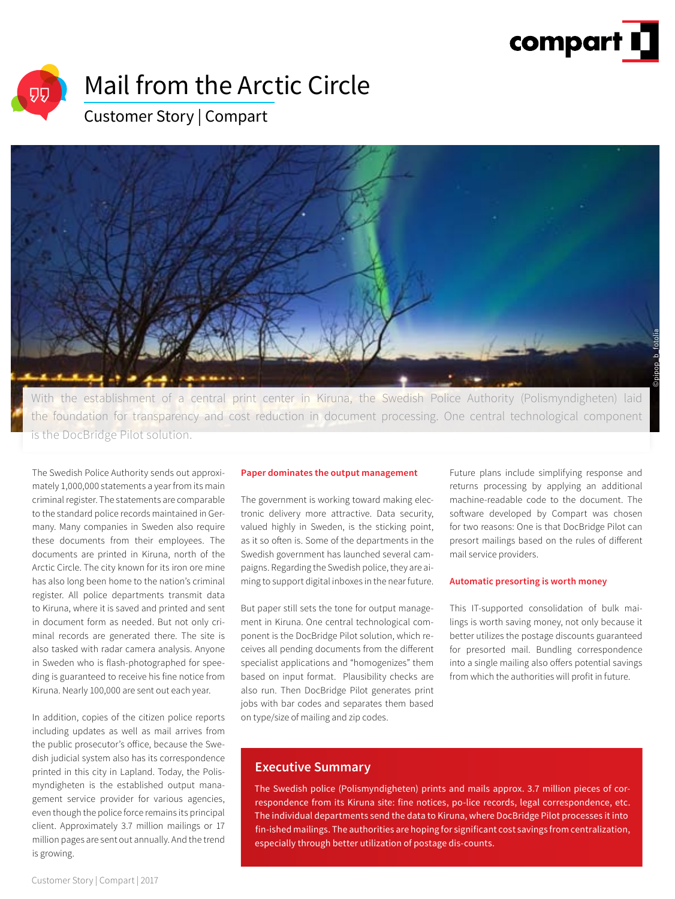# Mail from the Arctic Circle

Customer Story | Compart

With the establishment of a central print center in Kiruna, the Swedish Police Authority (Polismyndigheten) laid the foundation for transparency and cost reduction in document processing. One central technological component is the DocBridge Pilot solution.

The Swedish Police Authority sends out approximately 1,000,000 statements a year from its main criminal register. The statements are comparable to the standard police records maintained in Germany. Many companies in Sweden also require these documents from their employees. The documents are printed in Kiruna, north of the Arctic Circle. The city known for its iron ore mine has also long been home to the nation's criminal register. All police departments transmit data to Kiruna, where it is saved and printed and sent in document form as needed. But not only criminal records are generated there. The site is also tasked with radar camera analysis. Anyone in Sweden who is flash-photographed for speeding is guaranteed to receive his fine notice from Kiruna. Nearly 100,000 are sent out each year.

In addition, copies of the citizen police reports including updates as well as mail arrives from the public prosecutor's office, because the Swedish judicial system also has its correspondence printed in this city in Lapland. Today, the Polismyndigheten is the established output management service provider for various agencies, even though the police force remains its principal client. Approximately 3.7 million mailings or 17 million pages are sent out annually. And the trend is growing.

### Paper dominates the output management

The government is working toward making electronic delivery more attractive. Data security, valued highly in Sweden, is the sticking point, as it so often is. Some of the departments in the Swedish government has launched several campaigns. Regarding the Swedish police, they are aiming to support digital inboxes in the near future.

But paper still sets the tone for output management in Kiruna. One central technological component is the DocBridge Pilot solution, which receives all pending documents from the different specialist applications and "homogenizes" them based on input format. Plausibility checks are also run. Then DocBridge Pilot generates print jobs with bar codes and separates them based on type/size of mailing and zip codes.

Future plans include simplifying response and returns processing by applying an additional machine-readable code to the document. The software developed by Compart was chosen for two reasons: One is that DocBridge Pilot can presort mailings based on the rules of different mail service providers.

### Automatic presorting is worth money

This IT-supported consolidation of bulk mailings is worth saving money, not only because it better utilizes the postage discounts guaranteed for presorted mail. Bundling correspondence into a single mailing also offers potential savings from which the authorities will profit in future.

## Executive Summary

The Swedish police (Polismyndigheten) prints and mails approx. 3.7 million pieces of correspondence from its Kiruna site: fine notices, po-lice records, legal correspondence, etc. The individual departments send the data to Kiruna, where DocBridge Pilot processes it into fin-ished mailings. The authorities are hoping for significant cost savings from centralization, especially through better utilization of postage dis-counts.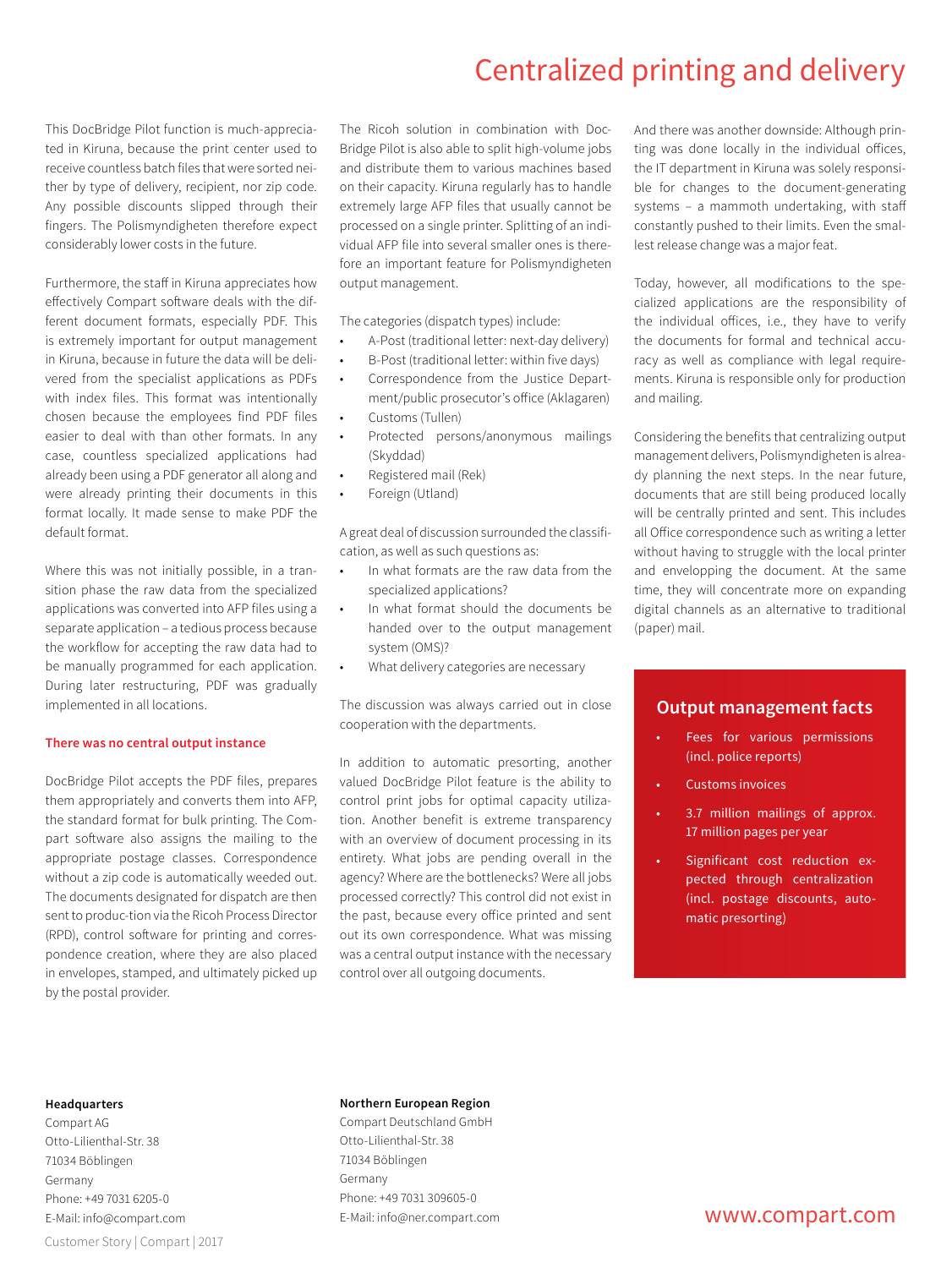# Centralized printing and delivery

This DocBridge Pilot function is much-appreciated in Kiruna, because the print center used to receive countless batch files that were sorted neither by type of delivery, recipient, nor zip code. Any possible discounts slipped through their fingers. The Polismyndigheten therefore expect considerably lower costs in the future.

Furthermore, the staff in Kiruna appreciates how effectively Compart software deals with the different document formats, especially PDF. This is extremely important for output management in Kiruna, because in future the data will be delivered from the specialist applications as PDFs with index files. This format was intentionally chosen because the employees find PDF files easier to deal with than other formats. In any case, countless specialized applications had already been using a PDF generator all along and were already printing their documents in this format locally. It made sense to make PDF the default format.

Where this was not initially possible, in a transition phase the raw data from the specialized applications was converted into AFP files using a separate application – a tedious process because the workflow for accepting the raw data had to be manually programmed for each application. During later restructuring, PDF was gradually implemented in all locations.

### There was no central output instance

DocBridge Pilot accepts the PDF files, prepares them appropriately and converts them into AFP, the standard format for bulk printing. The Compart software also assigns the mailing to the appropriate postage classes. Correspondence without a zip code is automatically weeded out. The documents designated for dispatch are then sent to produc-tion via the Ricoh Process Director (RPD), control software for printing and correspondence creation, where they are also placed in envelopes, stamped, and ultimately picked up by the postal provider.

The Ricoh solution in combination with DocBridge Pilot is also able to split high-volume jobs and distribute them to various machines based on their capacity. Kiruna regularly has to handle extremely large AFP files that usually cannot be processed on a single printer. Splitting of an individual AFP file into several smaller ones is therefore an important feature for Polismyndigheten output management.

The categories (dispatch types) include:

- A-Post (traditional letter: next-day delivery)
- B-Post (traditional letter: within five days)
- Correspondence from the Justice Department/public prosecutor's office (Aklagaren)
- Customs (Tullen)
- Protected persons/anonymous mailings (Skyddad)
- Registered mail (Rek)
- Foreign (Utland)

A great deal of discussion surrounded the classification, as well as such questions as:

- In what formats are the raw data from the specialized applications?
- In what format should the documents be handed over to the output management system (OMS)?
- What delivery categories are necessary

The discussion was always carried out in close cooperation with the departments.

In addition to automatic presorting, another valued DocBridge Pilot feature is the ability to control print jobs for optimal capacity utilization. Another benefit is extreme transparency with an overview of document processing in its entirety. What jobs are pending overall in the agency? Where are the bottlenecks? Were all jobs processed correctly? This control did not exist in the past, because every office printed and sent out its own correspondence. What was missing was a central output instance with the necessary control over all outgoing documents.

And there was another downside: Although printing was done locally in the individual offices, the IT department in Kiruna was solely responsible for changes to the document-generating systems – a mammoth undertaking, with staff constantly pushed to their limits. Even the smallest release change was a major feat.

Today, however, all modifications to the specialized applications are the responsibility of the individual offices, i.e., they have to verify the documents for formal and technical accuracy as well as compliance with legal requirements. Kiruna is responsible only for production and mailing.

Considering the benefits that centralizing output management delivers, Polismyndigheten is already planning the next steps. In the near future, documents that are still being produced locally will be centrally printed and sent. This includes all Office correspondence such as writing a letter without having to struggle with the local printer and enveloping the document. At the same time, they will concentrate more on expanding digital channels as an alternative to traditional (paper) mail.

## Output management facts

- Fees for various permissions (incl. police reports)
- Customs invoices
- 3.7 million mailings of approx. 17 million pages per year
- Significant cost reduction expected through centralization (incl. postage discounts, automatic presorting)

**Headquarters**
Compart AG
Otto-Lilienthal-Str. 38
71034 Böblingen
Germany
Phone: +49 7031 6205-0
E-Mail: info@compart.com

**Northern European Region**
Compart Deutschland GmbH
Otto-Lilienthal-Str. 38
71034 Böblingen
Germany
Phone: +49 7031 309605-0
E-Mail: info@ner.compart.com

www.compart.com